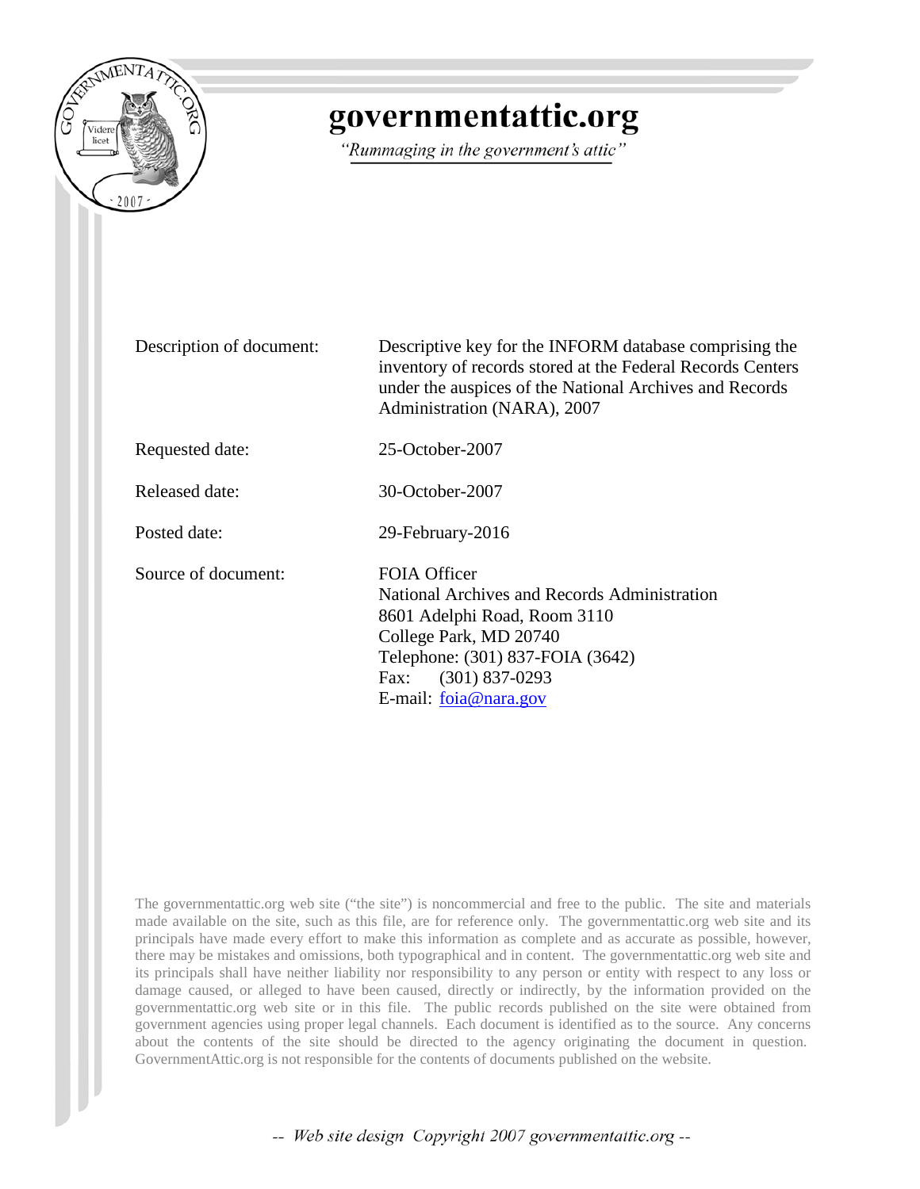# governmentattic.org

*"Rummaging in the government's attic"*

| | |
|---|---|
| Description of document: | Descriptive key for the INFORM database comprising the inventory of records stored at the Federal Records Centers under the auspices of the National Archives and Records Administration (NARA), 2007 |
| Requested date: | 25-October-2007 |
| Released date: | 30-October-2007 |
| Posted date: | 29-February-2016 |
| Source of document: | FOIA Officer<br>National Archives and Records Administration<br>8601 Adelphi Road, Room 3110<br>College Park, MD 20740<br>Telephone: (301) 837-FOIA (3642)<br>Fax: (301) 837-0293<br>E-mail: foia@nara.gov |

The governmentattic.org web site ("the site") is noncommercial and free to the public. The site and materials made available on the site, such as this file, are for reference only. The governmentattic.org web site and its principals have made every effort to make this information as complete and as accurate as possible, however, there may be mistakes and omissions, both typographical and in content. The governmentattic.org web site and its principals shall have neither liability nor responsibility to any person or entity with respect to any loss or damage caused, or alleged to have been caused, directly or indirectly, by the information provided on the governmentattic.org web site or in this file. The public records published on the site were obtained from government agencies using proper legal channels. Each document is identified as to the source. Any concerns about the contents of the site should be directed to the agency originating the document in question. GovernmentAttic.org is not responsible for the contents of documents published on the website.

-- Web site design Copyright 2007 governmentattic.org --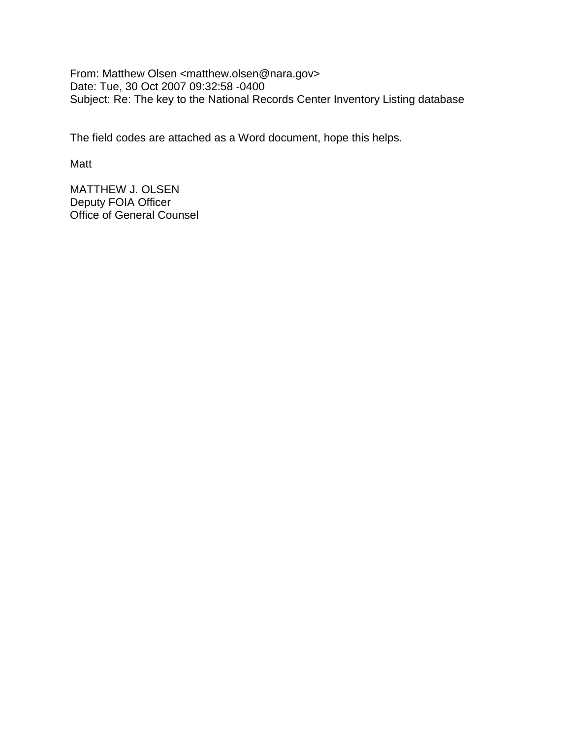From: Matthew Olsen <matthew.olsen@nara.gov>
Date: Tue, 30 Oct 2007 09:32:58 -0400
Subject: Re: The key to the National Records Center Inventory Listing database

The field codes are attached as a Word document, hope this helps.

Matt

MATTHEW J. OLSEN
Deputy FOIA Officer
Office of General Counsel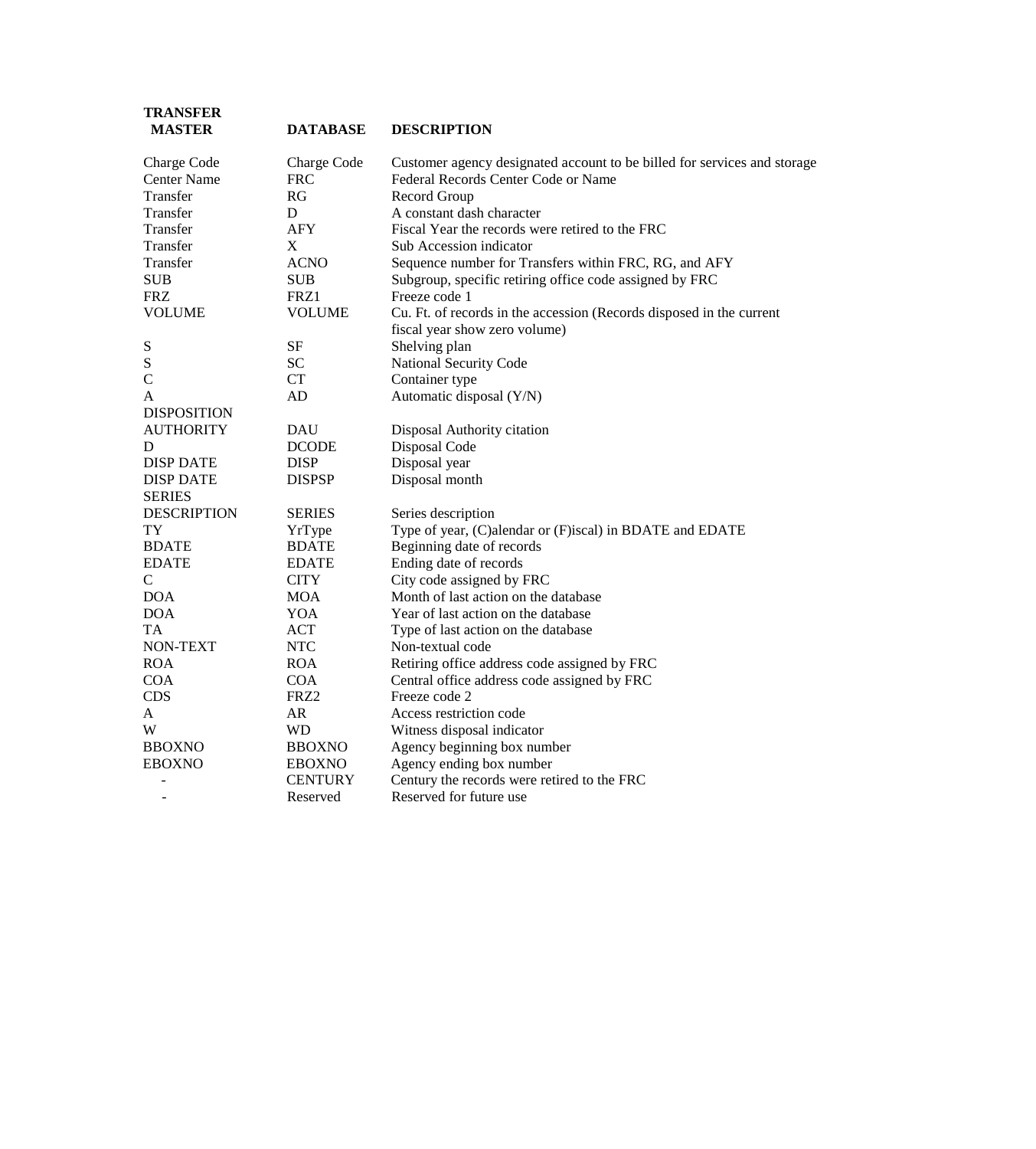| TRANSFER MASTER | DATABASE | DESCRIPTION |
|---|---|---|
| Charge Code | Charge Code | Customer agency designated account to be billed for services and storage |
| Center Name | FRC | Federal Records Center Code or Name |
| Transfer | RG | Record Group |
| Transfer | D | A constant dash character |
| Transfer | AFY | Fiscal Year the records were retired to the FRC |
| Transfer | X | Sub Accession indicator |
| Transfer | ACNO | Sequence number for Transfers within FRC, RG, and AFY |
| SUB | SUB | Subgroup, specific retiring office code assigned by FRC |
| FRZ | FRZ1 | Freeze code 1 |
| VOLUME | VOLUME | Cu. Ft. of records in the accession (Records disposed in the current fiscal year show zero volume) |
| S | SF | Shelving plan |
| S | SC | National Security Code |
| C | CT | Container type |
| A | AD | Automatic disposal (Y/N) |
| DISPOSITION AUTHORITY | DAU | Disposal Authority citation |
| D | DCODE | Disposal Code |
| DISP DATE | DISP | Disposal year |
| DISP DATE | DISPSP | Disposal month |
| SERIES DESCRIPTION | SERIES | Series description |
| TY | YrType | Type of year, (C)alendar or (F)iscal) in BDATE and EDATE |
| BDATE | BDATE | Beginning date of records |
| EDATE | EDATE | Ending date of records |
| C | CITY | City code assigned by FRC |
| DOA | MOA | Month of last action on the database |
| DOA | YOA | Year of last action on the database |
| TA | ACT | Type of last action on the database |
| NON-TEXT | NTC | Non-textual code |
| ROA | ROA | Retiring office address code assigned by FRC |
| COA | COA | Central office address code assigned by FRC |
| CDS | FRZ2 | Freeze code 2 |
| A | AR | Access restriction code |
| W | WD | Witness disposal indicator |
| BBOXNO | BBOXNO | Agency beginning box number |
| EBOXNO | EBOXNO | Agency ending box number |
| - | CENTURY | Century the records were retired to the FRC |
| - | Reserved | Reserved for future use |